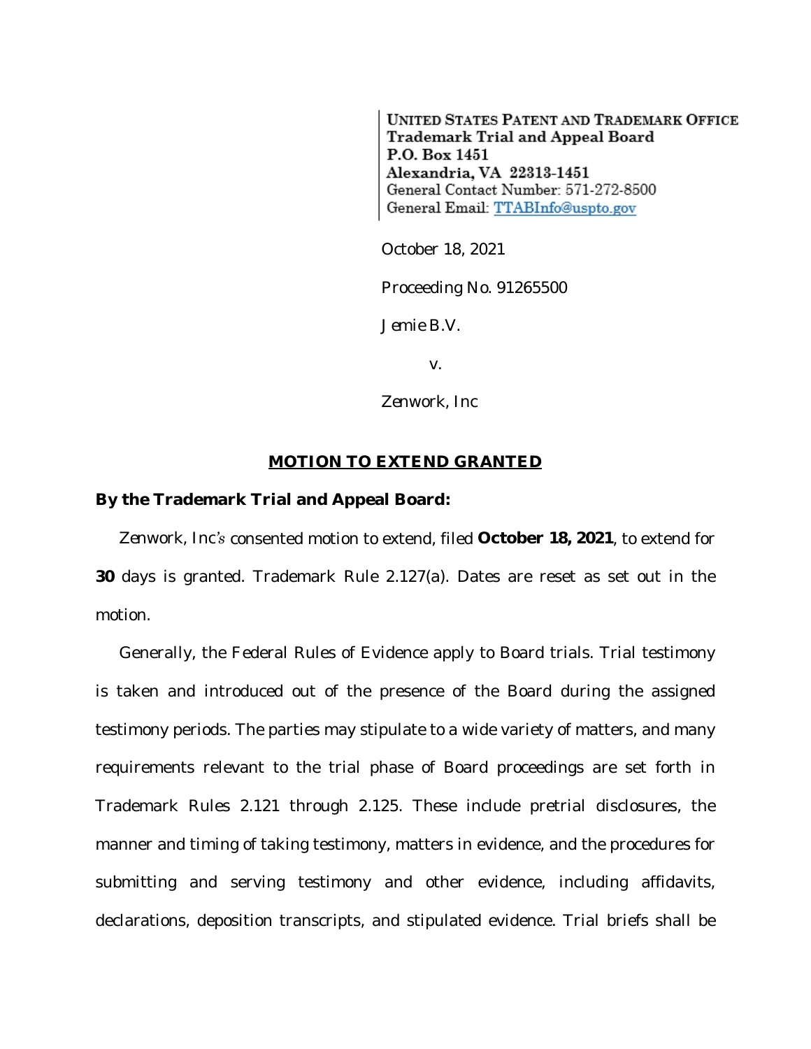UNITED STATES PATENT AND TRADEMARK OFFICE
Trademark Trial and Appeal Board
P.O. Box 1451
Alexandria, VA 22313-1451
General Contact Number: 571-272-8500
General Email: TTABInfo@uspto.gov

October 18, 2021

Proceeding No. 91265500

*Jemie B.V.*

v.

*Zenwork, Inc*

## **MOTION TO EXTEND GRANTED**

**By the Trademark Trial and Appeal Board:**

Zenwork, Inc's consented motion to extend, filed **October 18, 2021**, to extend for **30** days is granted. Trademark Rule 2.127(a). Dates are reset as set out in the motion.

Generally, the Federal Rules of Evidence apply to Board trials. Trial testimony is taken and introduced out of the presence of the Board during the assigned testimony periods. The parties may stipulate to a wide variety of matters, and many requirements relevant to the trial phase of Board proceedings are set forth in Trademark Rules 2.121 through 2.125. These include pretrial disclosures, the manner and timing of taking testimony, matters in evidence, and the procedures for submitting and serving testimony and other evidence, including affidavits, declarations, deposition transcripts, and stipulated evidence. Trial briefs shall be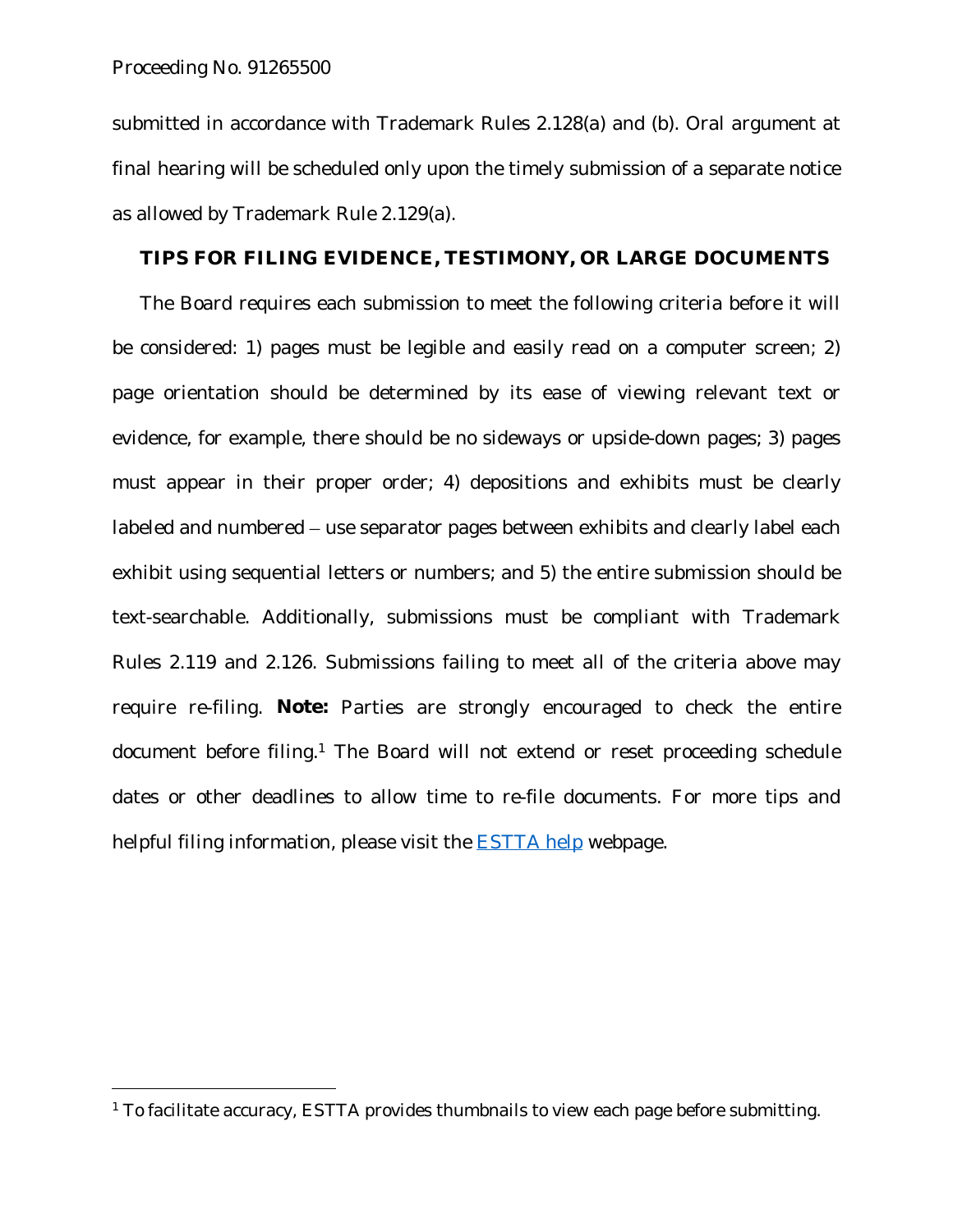submitted in accordance with Trademark Rules 2.128(a) and (b). Oral argument at final hearing will be scheduled only upon the timely submission of a separate notice as allowed by Trademark Rule 2.129(a).

## TIPS FOR FILING EVIDENCE, TESTIMONY, OR LARGE DOCUMENTS

The Board requires each submission to meet the following criteria before it will be considered: 1) pages must be legible and easily read on a computer screen; 2) page orientation should be determined by its ease of viewing relevant text or evidence, for example, there should be no sideways or upside-down pages; 3) pages must appear in their proper order; 4) depositions and exhibits must be clearly labeled and numbered – use separator pages between exhibits and clearly label each exhibit using sequential letters or numbers; and 5) the entire submission should be text-searchable. Additionally, submissions must be compliant with Trademark Rules 2.119 and 2.126. Submissions failing to meet all of the criteria above may require re-filing. **Note:** Parties are strongly encouraged to check the entire document before filing.[1] The Board will not extend or reset proceeding schedule dates or other deadlines to allow time to re-file documents. For more tips and helpful filing information, please visit the [ESTTA help] webpage.

[1] To facilitate accuracy, ESTTA provides thumbnails to view each page before submitting.